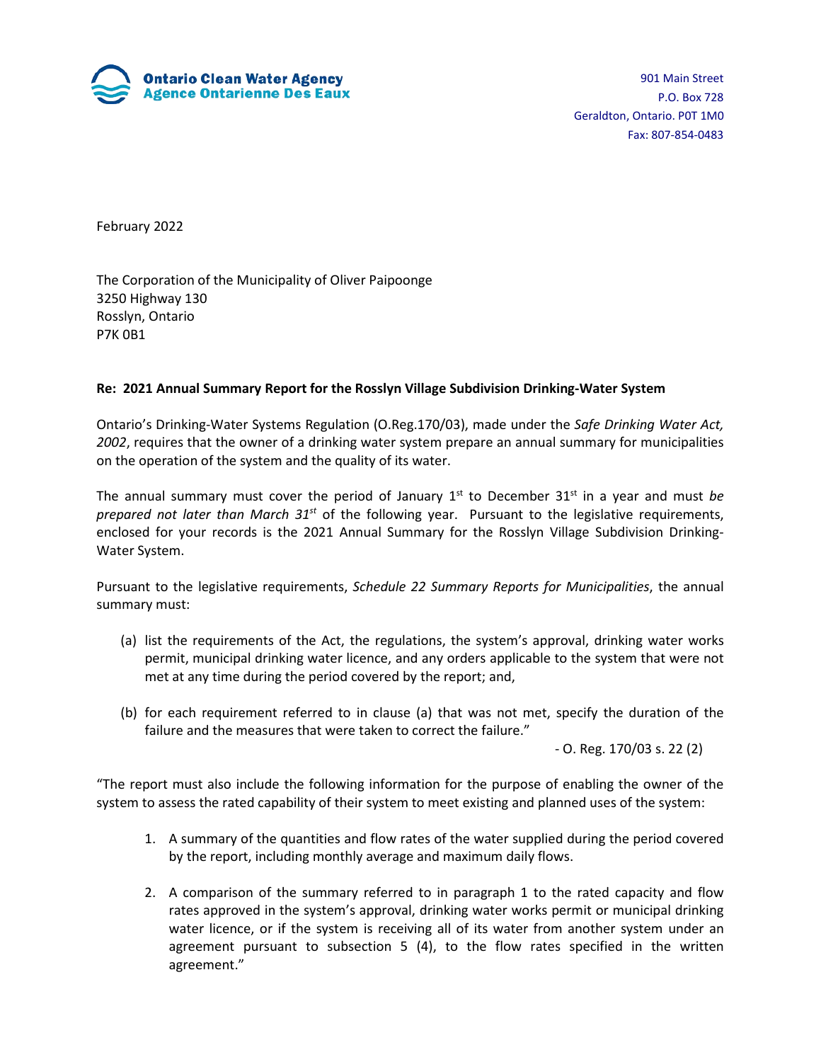**Ontario Clean Water Agency**
**Agence Ontarienne Des Eaux**

901 Main Street
P.O. Box 728
Geraldton, Ontario. P0T 1M0
Fax: 807-854-0483

February 2022

The Corporation of the Municipality of Oliver Paipoonge
3250 Highway 130
Rosslyn, Ontario
P7K 0B1

**Re: 2021 Annual Summary Report for the Rosslyn Village Subdivision Drinking-Water System**

Ontario's Drinking-Water Systems Regulation (O.Reg.170/03), made under the *Safe Drinking Water Act, 2002*, requires that the owner of a drinking water system prepare an annual summary for municipalities on the operation of the system and the quality of its water.

The annual summary must cover the period of January 1st to December 31st in a year and must *be prepared not later than March 31st* of the following year. Pursuant to the legislative requirements, enclosed for your records is the 2021 Annual Summary for the Rosslyn Village Subdivision Drinking-Water System.

Pursuant to the legislative requirements, *Schedule 22 Summary Reports for Municipalities*, the annual summary must:

(a) list the requirements of the Act, the regulations, the system's approval, drinking water works permit, municipal drinking water licence, and any orders applicable to the system that were not met at any time during the period covered by the report; and,

(b) for each requirement referred to in clause (a) that was not met, specify the duration of the failure and the measures that were taken to correct the failure."

- O. Reg. 170/03 s. 22 (2)

"The report must also include the following information for the purpose of enabling the owner of the system to assess the rated capability of their system to meet existing and planned uses of the system:

1. A summary of the quantities and flow rates of the water supplied during the period covered by the report, including monthly average and maximum daily flows.

2. A comparison of the summary referred to in paragraph 1 to the rated capacity and flow rates approved in the system's approval, drinking water works permit or municipal drinking water licence, or if the system is receiving all of its water from another system under an agreement pursuant to subsection 5 (4), to the flow rates specified in the written agreement."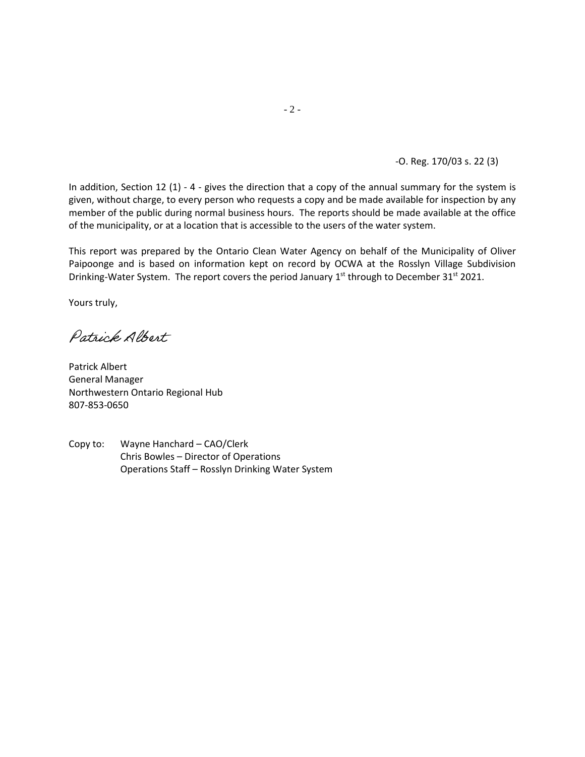-O. Reg. 170/03 s. 22 (3)

In addition, Section 12 (1) - 4 - gives the direction that a copy of the annual summary for the system is given, without charge, to every person who requests a copy and be made available for inspection by any member of the public during normal business hours. The reports should be made available at the office of the municipality, or at a location that is accessible to the users of the water system.

This report was prepared by the Ontario Clean Water Agency on behalf of the Municipality of Oliver Paipoonge and is based on information kept on record by OCWA at the Rosslyn Village Subdivision Drinking-Water System. The report covers the period January 1st through to December 31st 2021.

Yours truly,

*Patrick Albert*

Patrick Albert
General Manager
Northwestern Ontario Regional Hub
807-853-0650

Copy to: Wayne Hanchard – CAO/Clerk
Chris Bowles – Director of Operations
Operations Staff – Rosslyn Drinking Water System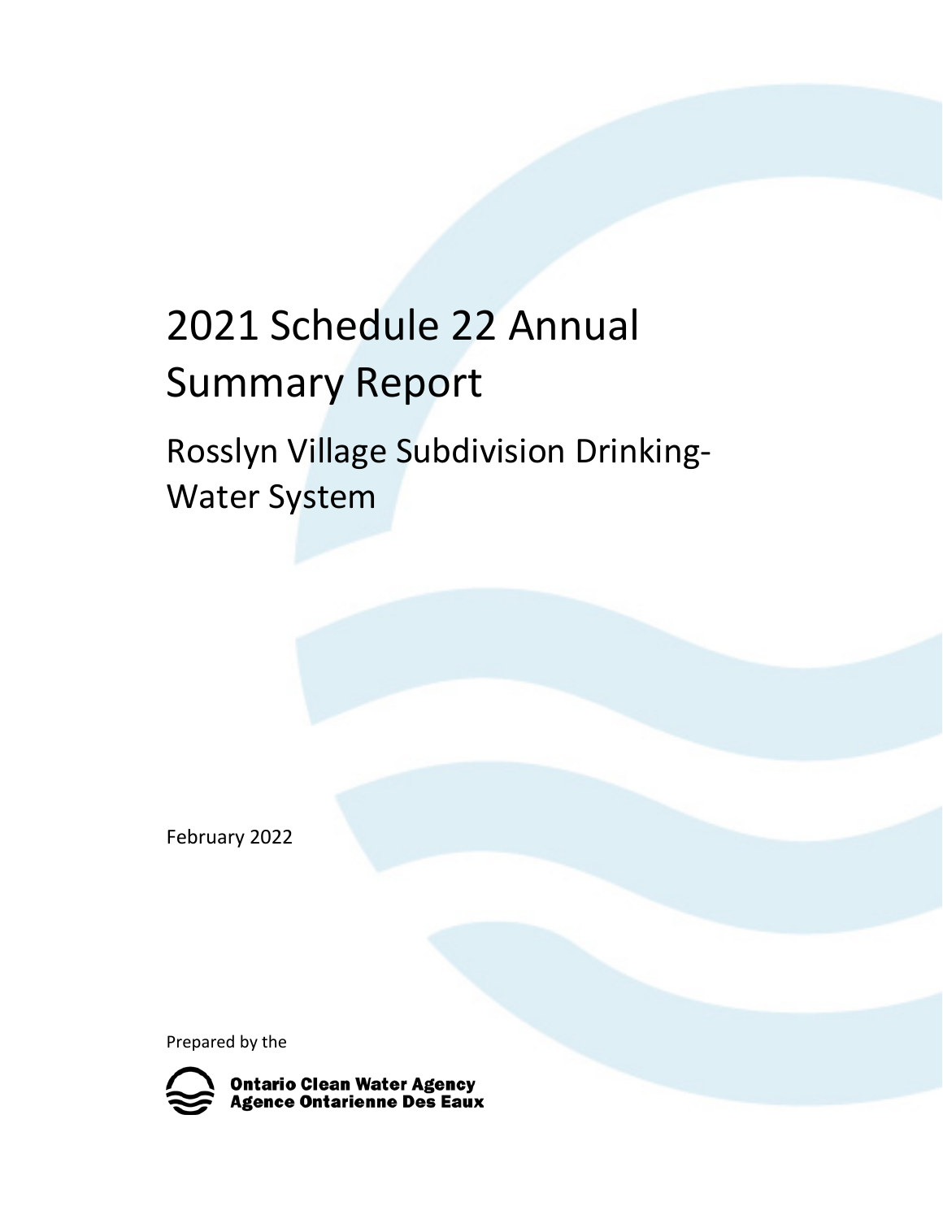# 2021 Schedule 22 Annual Summary Report

## Rosslyn Village Subdivision Drinking-Water System

February 2022

Prepared by the

Ontario Clean Water Agency
Agence Ontarienne Des Eaux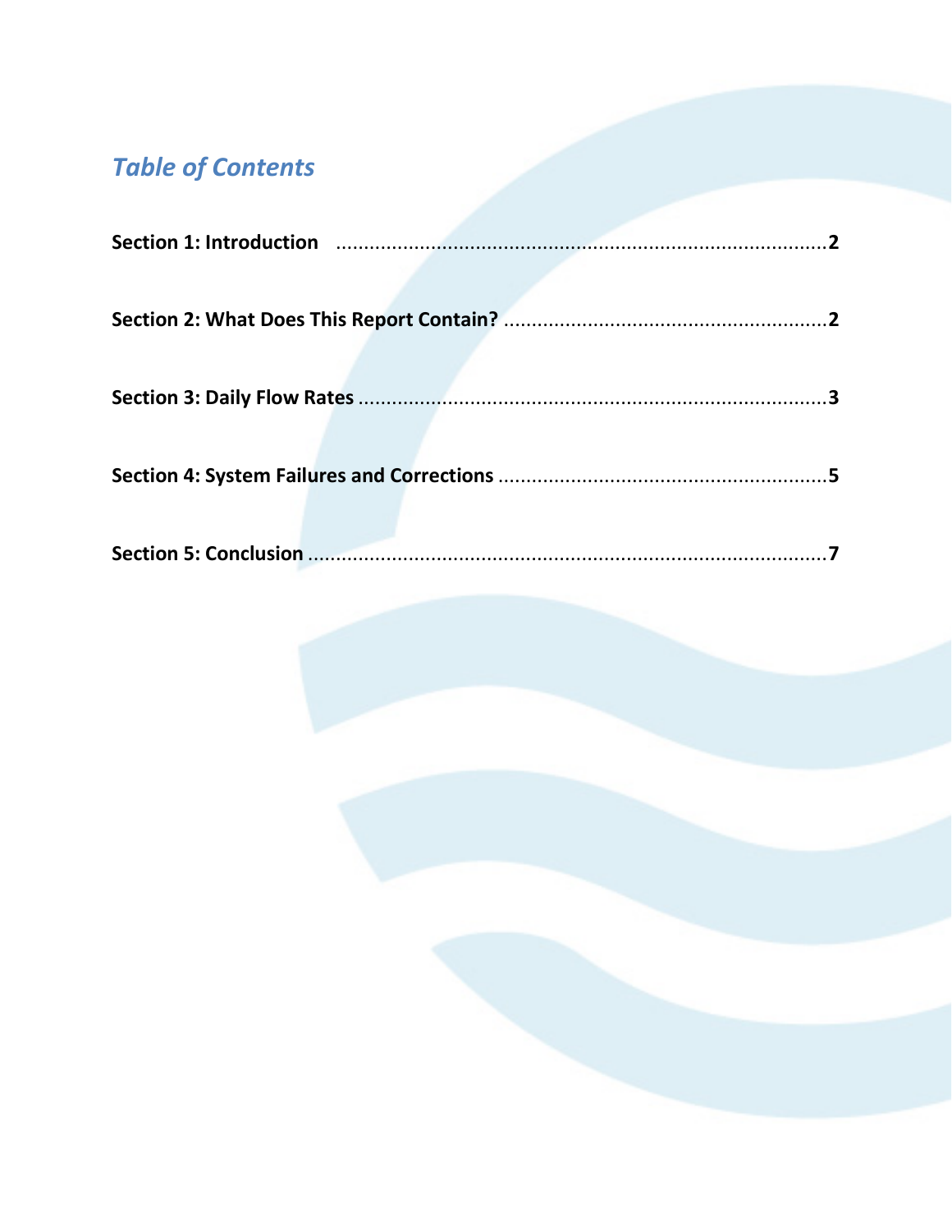## *Table of Contents*

**Section 1: Introduction** ........................................................................................ **2**

**Section 2: What Does This Report Contain?** ......................................................... **2**

**Section 3: Daily Flow Rates** ..................................................................................... **3**

**Section 4: System Failures and Corrections** ........................................................... **5**

**Section 5: Conclusion** ............................................................................................... **7**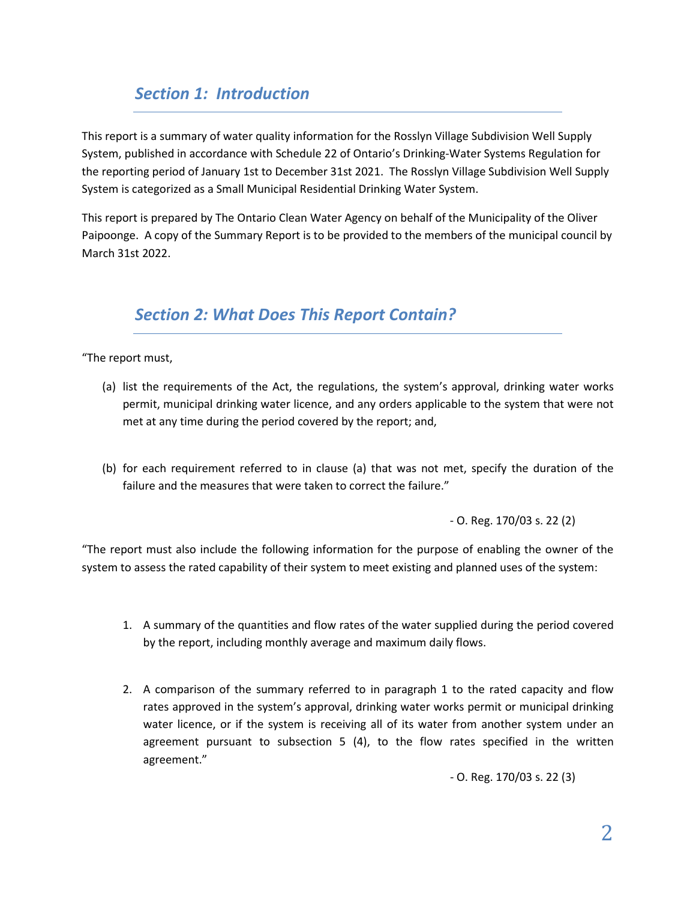## *Section 1: Introduction*

This report is a summary of water quality information for the Rosslyn Village Subdivision Well Supply System, published in accordance with Schedule 22 of Ontario's Drinking-Water Systems Regulation for the reporting period of January 1st to December 31st 2021. The Rosslyn Village Subdivision Well Supply System is categorized as a Small Municipal Residential Drinking Water System.

This report is prepared by The Ontario Clean Water Agency on behalf of the Municipality of the Oliver Paipoonge. A copy of the Summary Report is to be provided to the members of the municipal council by March 31st 2022.

## *Section 2: What Does This Report Contain?*

"The report must,

(a) list the requirements of the Act, the regulations, the system's approval, drinking water works permit, municipal drinking water licence, and any orders applicable to the system that were not met at any time during the period covered by the report; and,

(b) for each requirement referred to in clause (a) that was not met, specify the duration of the failure and the measures that were taken to correct the failure."

- O. Reg. 170/03 s. 22 (2)

"The report must also include the following information for the purpose of enabling the owner of the system to assess the rated capability of their system to meet existing and planned uses of the system:

1. A summary of the quantities and flow rates of the water supplied during the period covered by the report, including monthly average and maximum daily flows.

2. A comparison of the summary referred to in paragraph 1 to the rated capacity and flow rates approved in the system's approval, drinking water works permit or municipal drinking water licence, or if the system is receiving all of its water from another system under an agreement pursuant to subsection 5 (4), to the flow rates specified in the written agreement."

- O. Reg. 170/03 s. 22 (3)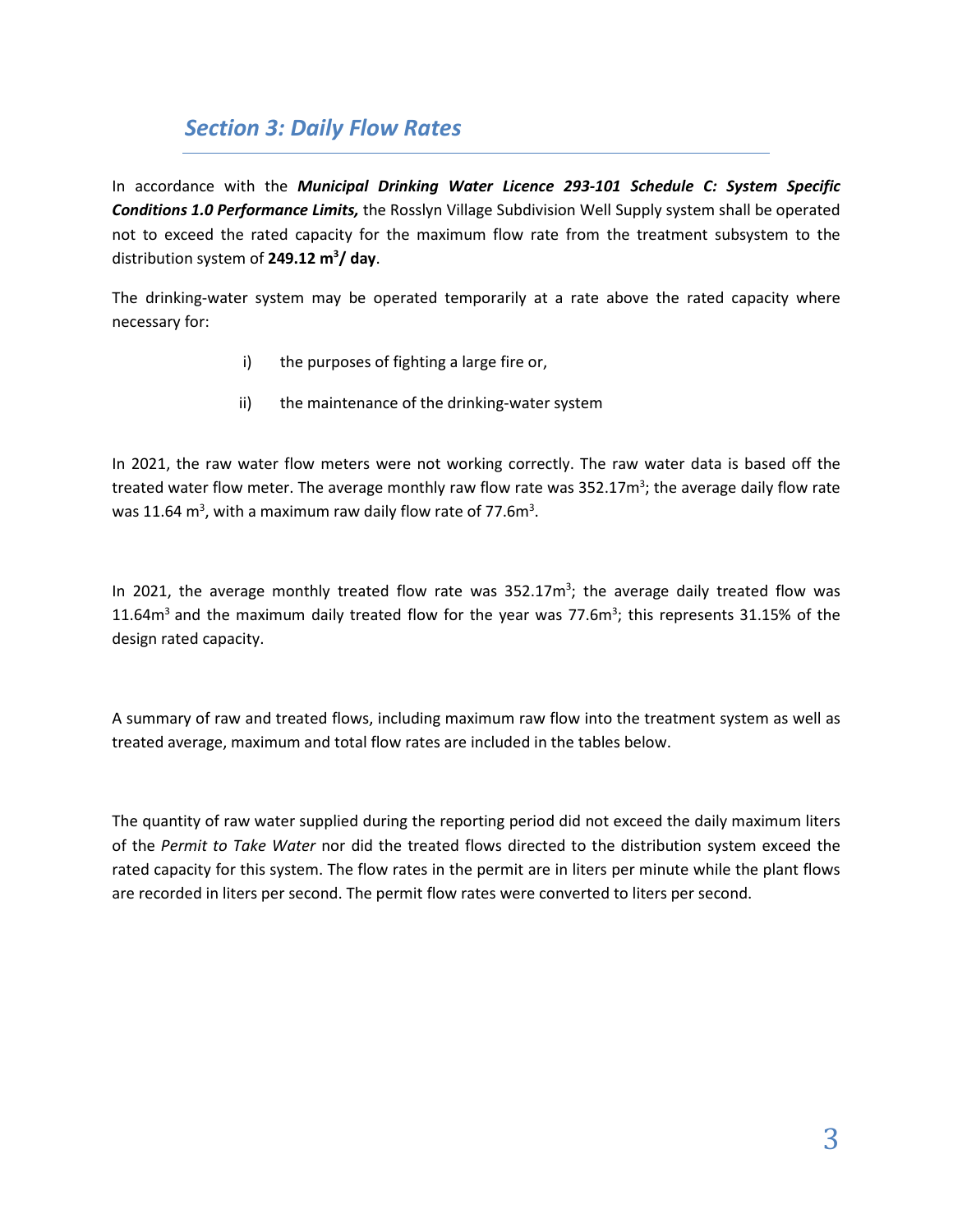## *Section 3: Daily Flow Rates*

In accordance with the ***Municipal Drinking Water Licence 293-101 Schedule C: System Specific Conditions 1.0 Performance Limits,*** the Rosslyn Village Subdivision Well Supply system shall be operated not to exceed the rated capacity for the maximum flow rate from the treatment subsystem to the distribution system of **249.12 $m^3$/ day**.

The drinking-water system may be operated temporarily at a rate above the rated capacity where necessary for:

i) the purposes of fighting a large fire or,

ii) the maintenance of the drinking-water system

In 2021, the raw water flow meters were not working correctly. The raw water data is based off the treated water flow meter. The average monthly raw flow rate was 352.17$m^3$; the average daily flow rate was 11.64 $m^3$, with a maximum raw daily flow rate of 77.6$m^3$.

In 2021, the average monthly treated flow rate was 352.17$m^3$; the average daily treated flow was 11.64$m^3$ and the maximum daily treated flow for the year was 77.6$m^3$; this represents 31.15% of the design rated capacity.

A summary of raw and treated flows, including maximum raw flow into the treatment system as well as treated average, maximum and total flow rates are included in the tables below.

The quantity of raw water supplied during the reporting period did not exceed the daily maximum liters of the *Permit to Take Water* nor did the treated flows directed to the distribution system exceed the rated capacity for this system. The flow rates in the permit are in liters per minute while the plant flows are recorded in liters per second. The permit flow rates were converted to liters per second.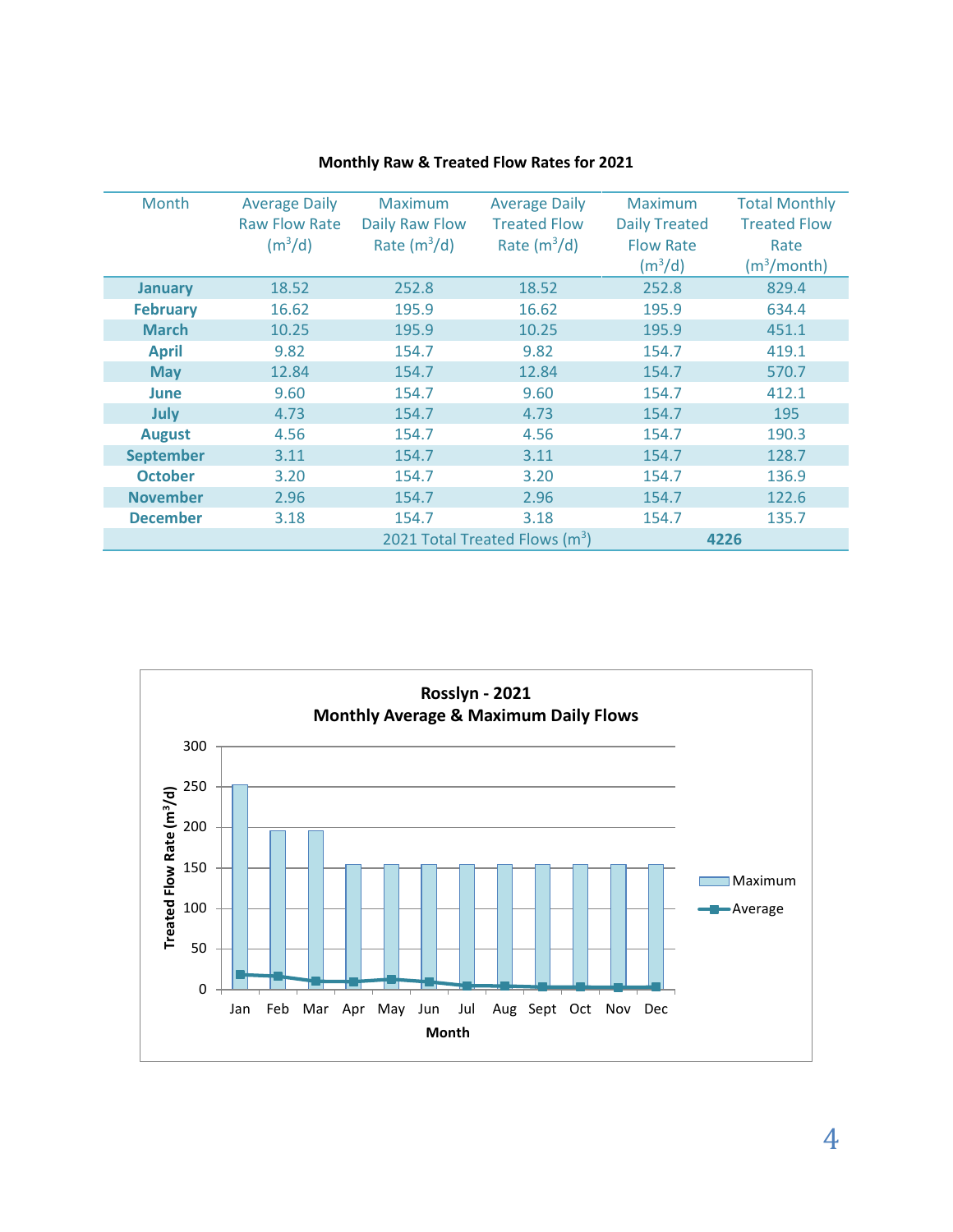**Monthly Raw & Treated Flow Rates for 2021**

| Month | Average Daily Raw Flow Rate ($m^3/d$) | Maximum Daily Raw Flow Rate ($m^3/d$) | Average Daily Treated Flow Rate ($m^3/d$) | Maximum Daily Treated Flow Rate ($m^3/d$) | Total Monthly Treated Flow Rate ($m^3/month$) |
|---|---|---|---|---|---|
| **January** | 18.52 | 252.8 | 18.52 | 252.8 | 829.4 |
| **February** | 16.62 | 195.9 | 16.62 | 195.9 | 634.4 |
| **March** | 10.25 | 195.9 | 10.25 | 195.9 | 451.1 |
| **April** | 9.82 | 154.7 | 9.82 | 154.7 | 419.1 |
| **May** | 12.84 | 154.7 | 12.84 | 154.7 | 570.7 |
| **June** | 9.60 | 154.7 | 9.60 | 154.7 | 412.1 |
| **July** | 4.73 | 154.7 | 4.73 | 154.7 | 195 |
| **August** | 4.56 | 154.7 | 4.56 | 154.7 | 190.3 |
| **September** | 3.11 | 154.7 | 3.11 | 154.7 | 128.7 |
| **October** | 3.20 | 154.7 | 3.20 | 154.7 | 136.9 |
| **November** | 2.96 | 154.7 | 2.96 | 154.7 | 122.6 |
| **December** | 3.18 | 154.7 | 3.18 | 154.7 | 135.7 |
| | | 2021 Total Treated Flows ($m^3$) | | **4226** | |

**Rosslyn - 2021**
**Monthly Average & Maximum Daily Flows**

| Month | Maximum ($m^3/d$) | Average ($m^3/d$) |
|---|---|---|
| Jan | 252.8 | 18.52 |
| Feb | 195.9 | 16.62 |
| Mar | 195.9 | 10.25 |
| Apr | 154.7 | 9.82 |
| May | 154.7 | 12.84 |
| Jun | 154.7 | 9.60 |
| Jul | 154.7 | 4.73 |
| Aug | 154.7 | 4.56 |
| Sept | 154.7 | 3.11 |
| Oct | 154.7 | 3.20 |
| Nov | 154.7 | 2.96 |
| Dec | 154.7 | 3.18 |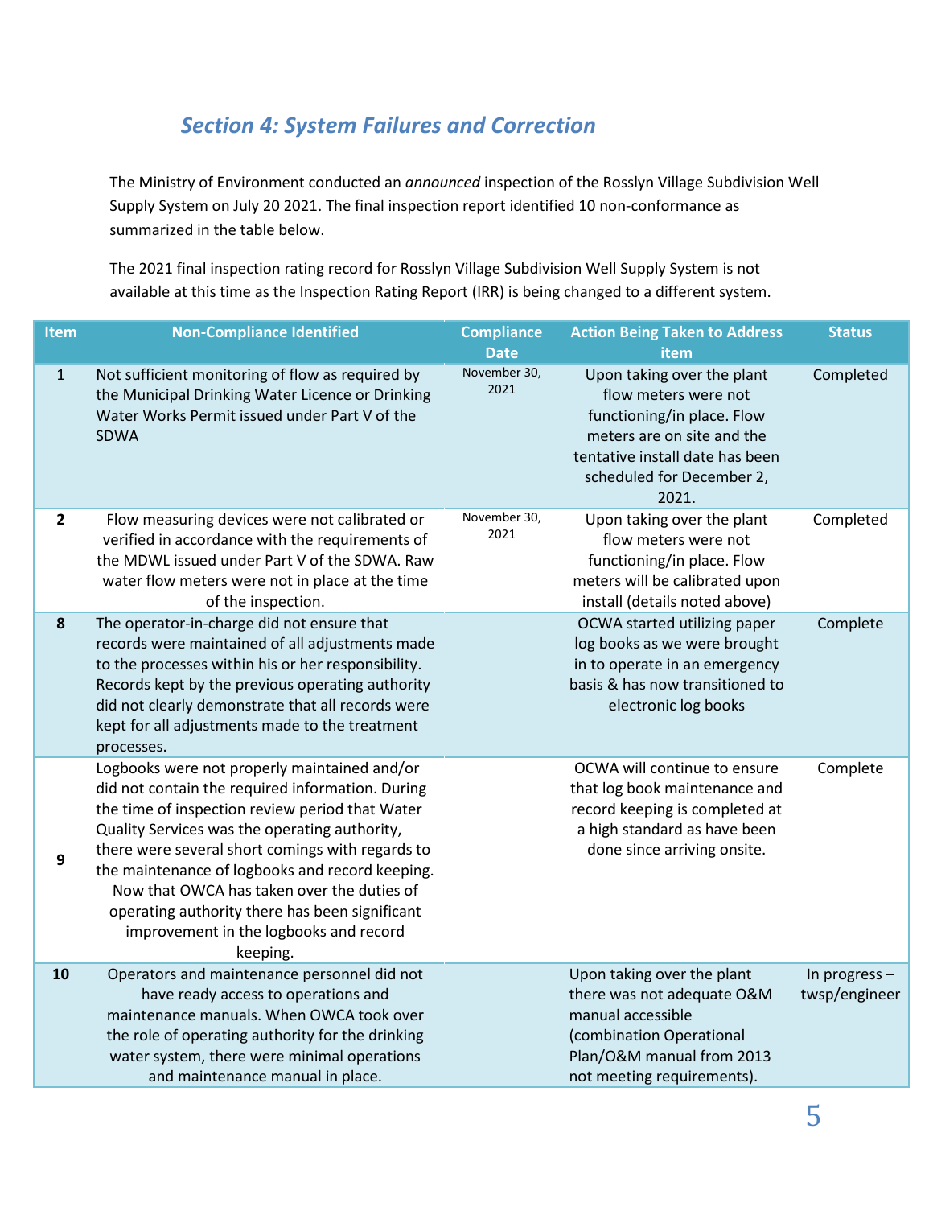## *Section 4: System Failures and Correction*

The Ministry of Environment conducted an *announced* inspection of the Rosslyn Village Subdivision Well Supply System on July 20 2021. The final inspection report identified 10 non-conformance as summarized in the table below.

The 2021 final inspection rating record for Rosslyn Village Subdivision Well Supply System is not available at this time as the Inspection Rating Report (IRR) is being changed to a different system.

| Item | Non-Compliance Identified | Compliance Date | Action Being Taken to Address item | Status |
|---|---|---|---|---|
| 1 | Not sufficient monitoring of flow as required by the Municipal Drinking Water Licence or Drinking Water Works Permit issued under Part V of the SDWA | November 30, 2021 | Upon taking over the plant flow meters were not functioning/in place. Flow meters are on site and the tentative install date has been scheduled for December 2, 2021. | Completed |
| 2 | Flow measuring devices were not calibrated or verified in accordance with the requirements of the MDWL issued under Part V of the SDWA. Raw water flow meters were not in place at the time of the inspection. | November 30, 2021 | Upon taking over the plant flow meters were not functioning/in place. Flow meters will be calibrated upon install (details noted above) | Completed |
| 8 | The operator-in-charge did not ensure that records were maintained of all adjustments made to the processes within his or her responsibility. Records kept by the previous operating authority did not clearly demonstrate that all records were kept for all adjustments made to the treatment processes. | | OCWA started utilizing paper log books as we were brought in to operate in an emergency basis & has now transitioned to electronic log books | Complete |
| 9 | Logbooks were not properly maintained and/or did not contain the required information. During the time of inspection review period that Water Quality Services was the operating authority, there were several short comings with regards to the maintenance of logbooks and record keeping. Now that OWCA has taken over the duties of operating authority there has been significant improvement in the logbooks and record keeping. | | OCWA will continue to ensure that log book maintenance and record keeping is completed at a high standard as have been done since arriving onsite. | Complete |
| 10 | Operators and maintenance personnel did not have ready access to operations and maintenance manuals. When OWCA took over the role of operating authority for the drinking water system, there were minimal operations and maintenance manual in place. | | Upon taking over the plant there was not adequate O&M manual accessible (combination Operational Plan/O&M manual from 2013 not meeting requirements). | In progress – twsp/engineer |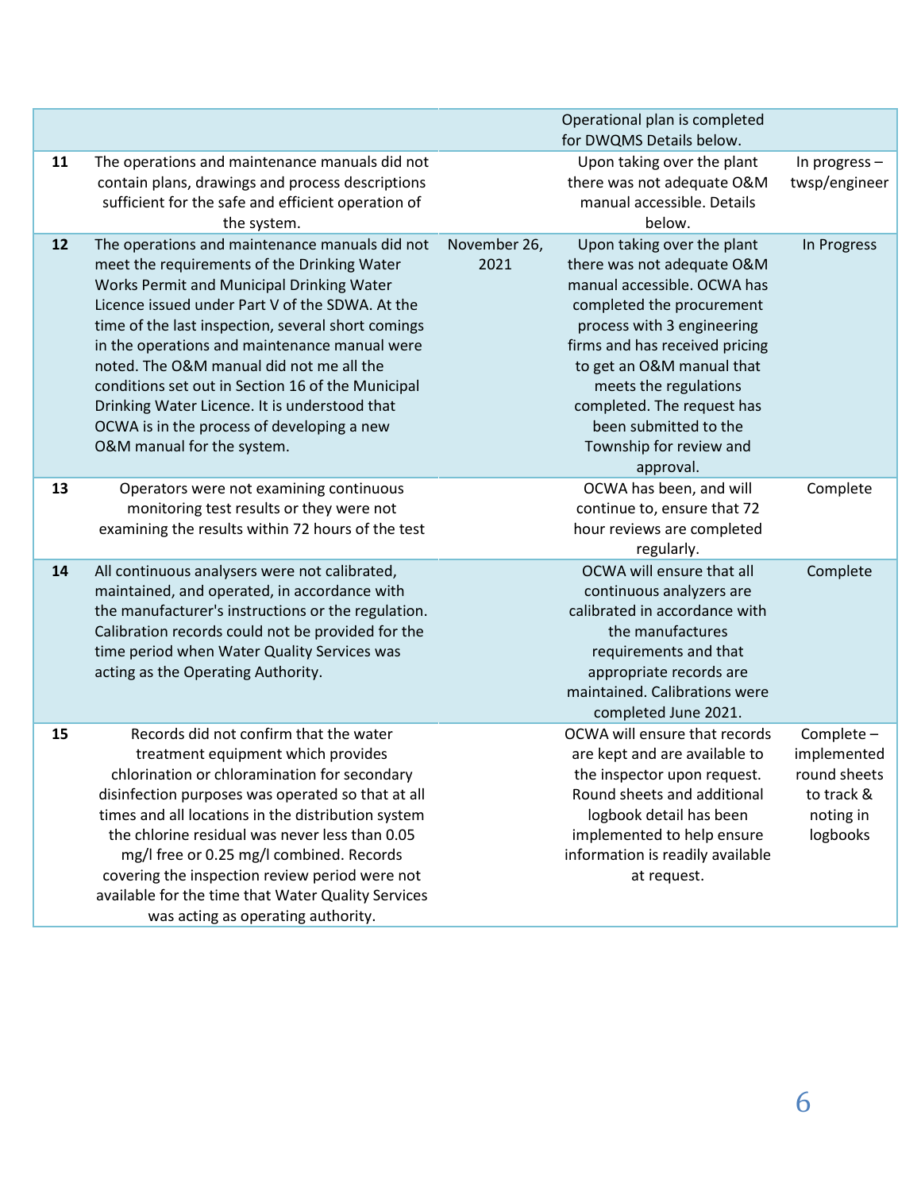| | | | | |
|---|---|---|---|---|
| | | | Operational plan is completed for DWQMS Details below. | |
| **11** | The operations and maintenance manuals did not contain plans, drawings and process descriptions sufficient for the safe and efficient operation of the system. | | Upon taking over the plant there was not adequate O&M manual accessible. Details below. | In progress – twsp/engineer |
| **12** | The operations and maintenance manuals did not meet the requirements of the Drinking Water Works Permit and Municipal Drinking Water Licence issued under Part V of the SDWA. At the time of the last inspection, several short comings in the operations and maintenance manual were noted. The O&M manual did not me all the conditions set out in Section 16 of the Municipal Drinking Water Licence. It is understood that OCWA is in the process of developing a new O&M manual for the system. | November 26, 2021 | Upon taking over the plant there was not adequate O&M manual accessible. OCWA has completed the procurement process with 3 engineering firms and has received pricing to get an O&M manual that meets the regulations completed. The request has been submitted to the Township for review and approval. | In Progress |
| **13** | Operators were not examining continuous monitoring test results or they were not examining the results within 72 hours of the test | | OCWA has been, and will continue to, ensure that 72 hour reviews are completed regularly. | Complete |
| **14** | All continuous analysers were not calibrated, maintained, and operated, in accordance with the manufacturer's instructions or the regulation. Calibration records could not be provided for the time period when Water Quality Services was acting as the Operating Authority. | | OCWA will ensure that all continuous analyzers are calibrated in accordance with the manufactures requirements and that appropriate records are maintained. Calibrations were completed June 2021. | Complete |
| **15** | Records did not confirm that the water treatment equipment which provides chlorination or chloramination for secondary disinfection purposes was operated so that at all times and all locations in the distribution system the chlorine residual was never less than 0.05 mg/l free or 0.25 mg/l combined. Records covering the inspection review period were not available for the time that Water Quality Services was acting as operating authority. | | OCWA will ensure that records are kept and are available to the inspector upon request. Round sheets and additional logbook detail has been implemented to help ensure information is readily available at request. | Complete – implemented round sheets to track & noting in logbooks |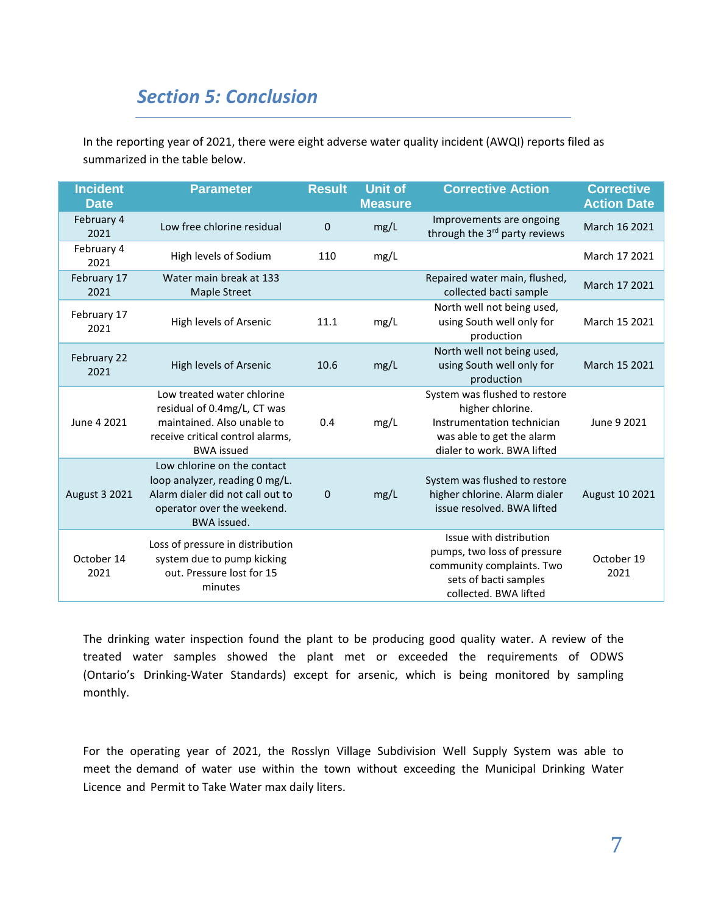## *Section 5: Conclusion*

In the reporting year of 2021, there were eight adverse water quality incident (AWQI) reports filed as summarized in the table below.

| Incident Date | Parameter | Result | Unit of Measure | Corrective Action | Corrective Action Date |
|---|---|---|---|---|---|
| February 4 2021 | Low free chlorine residual | 0 | mg/L | Improvements are ongoing through the 3rd party reviews | March 16 2021 |
| February 4 2021 | High levels of Sodium | 110 | mg/L | | March 17 2021 |
| February 17 2021 | Water main break at 133 Maple Street | | | Repaired water main, flushed, collected bacti sample | March 17 2021 |
| February 17 2021 | High levels of Arsenic | 11.1 | mg/L | North well not being used, using South well only for production | March 15 2021 |
| February 22 2021 | High levels of Arsenic | 10.6 | mg/L | North well not being used, using South well only for production | March 15 2021 |
| June 4 2021 | Low treated water chlorine residual of 0.4mg/L, CT was maintained. Also unable to receive critical control alarms, BWA issued | 0.4 | mg/L | System was flushed to restore higher chlorine. Instrumentation technician was able to get the alarm dialer to work. BWA lifted | June 9 2021 |
| August 3 2021 | Low chlorine on the contact loop analyzer, reading 0 mg/L. Alarm dialer did not call out to operator over the weekend. BWA issued. | 0 | mg/L | System was flushed to restore higher chlorine. Alarm dialer issue resolved. BWA lifted | August 10 2021 |
| October 14 2021 | Loss of pressure in distribution system due to pump kicking out. Pressure lost for 15 minutes | | | Issue with distribution pumps, two loss of pressure community complaints. Two sets of bacti samples collected. BWA lifted | October 19 2021 |

The drinking water inspection found the plant to be producing good quality water. A review of the treated water samples showed the plant met or exceeded the requirements of ODWS (Ontario's Drinking-Water Standards) except for arsenic, which is being monitored by sampling monthly.

For the operating year of 2021, the Rosslyn Village Subdivision Well Supply System was able to meet the demand of water use within the town without exceeding the Municipal Drinking Water Licence and Permit to Take Water max daily liters.